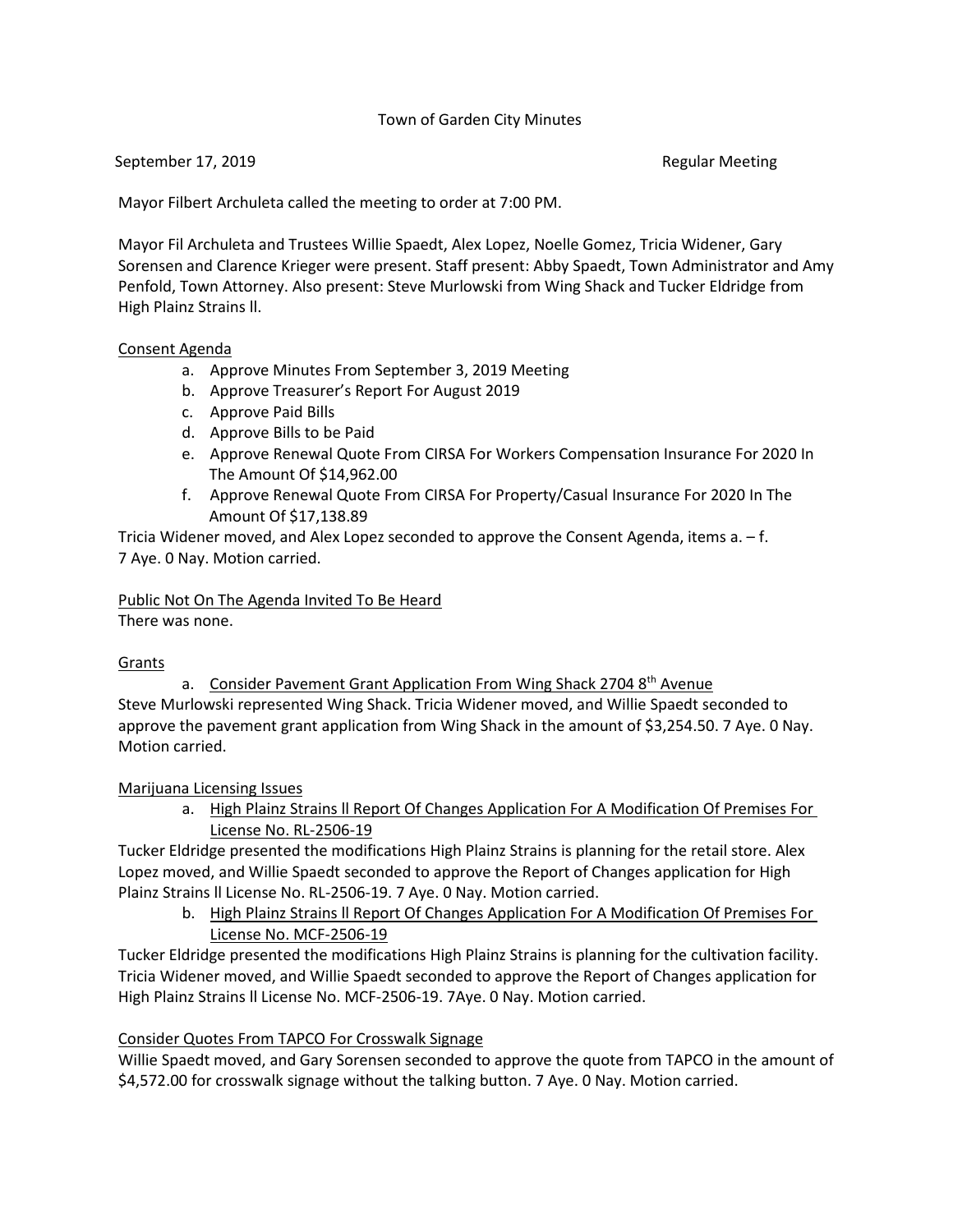Town of Garden City Minutes

September 17, 2019 Regular Meeting

Mayor Filbert Archuleta called the meeting to order at 7:00 PM.

Mayor Fil Archuleta and Trustees Willie Spaedt, Alex Lopez, Noelle Gomez, Tricia Widener, Gary Sorensen and Clarence Krieger were present. Staff present: Abby Spaedt, Town Administrator and Amy Penfold, Town Attorney. Also present: Steve Murlowski from Wing Shack and Tucker Eldridge from High Plainz Strains ll.

<u>Consent Agenda</u>

a. Approve Minutes From September 3, 2019 Meeting
b. Approve Treasurer's Report For August 2019
c. Approve Paid Bills
d. Approve Bills to be Paid
e. Approve Renewal Quote From CIRSA For Workers Compensation Insurance For 2020 In The Amount Of $14,962.00
f. Approve Renewal Quote From CIRSA For Property/Casual Insurance For 2020 In The Amount Of $17,138.89

Tricia Widener moved, and Alex Lopez seconded to approve the Consent Agenda, items a. – f. 7 Aye. 0 Nay. Motion carried.

<u>Public Not On The Agenda Invited To Be Heard</u>
There was none.

<u>Grants</u>

a. <u>Consider Pavement Grant Application From Wing Shack 2704 8th Avenue</u>

Steve Murlowski represented Wing Shack. Tricia Widener moved, and Willie Spaedt seconded to approve the pavement grant application from Wing Shack in the amount of $3,254.50. 7 Aye. 0 Nay. Motion carried.

<u>Marijuana Licensing Issues</u>

a. <u>High Plainz Strains ll Report Of Changes Application For A Modification Of Premises For License No. RL-2506-19</u>

Tucker Eldridge presented the modifications High Plainz Strains is planning for the retail store. Alex Lopez moved, and Willie Spaedt seconded to approve the Report of Changes application for High Plainz Strains ll License No. RL-2506-19. 7 Aye. 0 Nay. Motion carried.

b. <u>High Plainz Strains ll Report Of Changes Application For A Modification Of Premises For License No. MCF-2506-19</u>

Tucker Eldridge presented the modifications High Plainz Strains is planning for the cultivation facility. Tricia Widener moved, and Willie Spaedt seconded to approve the Report of Changes application for High Plainz Strains ll License No. MCF-2506-19. 7Aye. 0 Nay. Motion carried.

<u>Consider Quotes From TAPCO For Crosswalk Signage</u>

Willie Spaedt moved, and Gary Sorensen seconded to approve the quote from TAPCO in the amount of $4,572.00 for crosswalk signage without the talking button. 7 Aye. 0 Nay. Motion carried.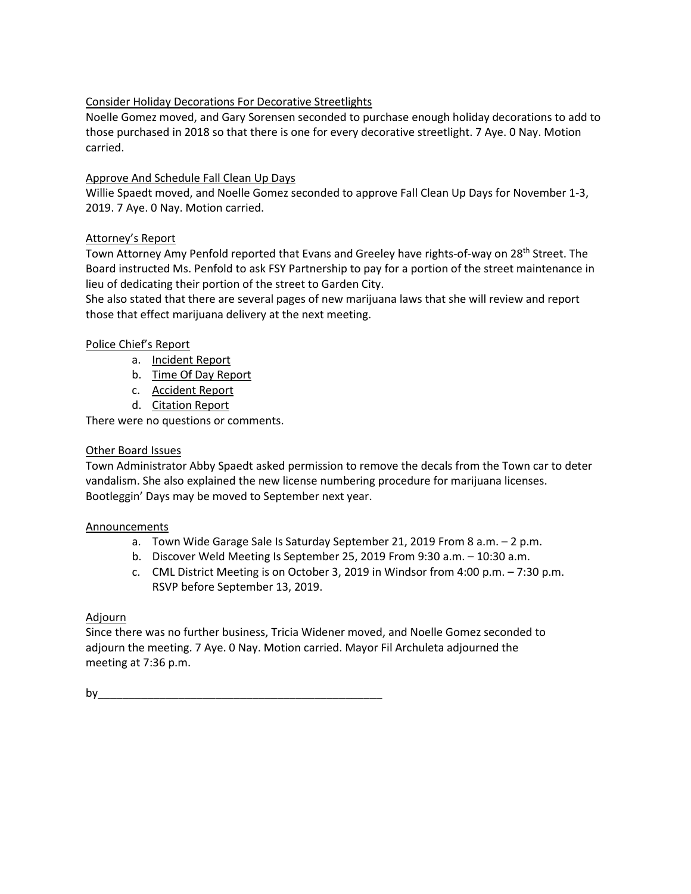Consider Holiday Decorations For Decorative Streetlights

Noelle Gomez moved, and Gary Sorensen seconded to purchase enough holiday decorations to add to those purchased in 2018 so that there is one for every decorative streetlight. 7 Aye. 0 Nay. Motion carried.

Approve And Schedule Fall Clean Up Days

Willie Spaedt moved, and Noelle Gomez seconded to approve Fall Clean Up Days for November 1-3, 2019. 7 Aye. 0 Nay. Motion carried.

Attorney's Report

Town Attorney Amy Penfold reported that Evans and Greeley have rights-of-way on 28th Street. The Board instructed Ms. Penfold to ask FSY Partnership to pay for a portion of the street maintenance in lieu of dedicating their portion of the street to Garden City.
She also stated that there are several pages of new marijuana laws that she will review and report those that effect marijuana delivery at the next meeting.

Police Chief's Report

a. Incident Report
b. Time Of Day Report
c. Accident Report
d. Citation Report

There were no questions or comments.

Other Board Issues

Town Administrator Abby Spaedt asked permission to remove the decals from the Town car to deter vandalism. She also explained the new license numbering procedure for marijuana licenses. Bootleggin' Days may be moved to September next year.

Announcements

a. Town Wide Garage Sale Is Saturday September 21, 2019 From 8 a.m. – 2 p.m.
b. Discover Weld Meeting Is September 25, 2019 From 9:30 a.m. – 10:30 a.m.
c. CML District Meeting is on October 3, 2019 in Windsor from 4:00 p.m. – 7:30 p.m. RSVP before September 13, 2019.

Adjourn

Since there was no further business, Tricia Widener moved, and Noelle Gomez seconded to adjourn the meeting. 7 Aye. 0 Nay. Motion carried. Mayor Fil Archuleta adjourned the meeting at 7:36 p.m.

by_______________________________________________